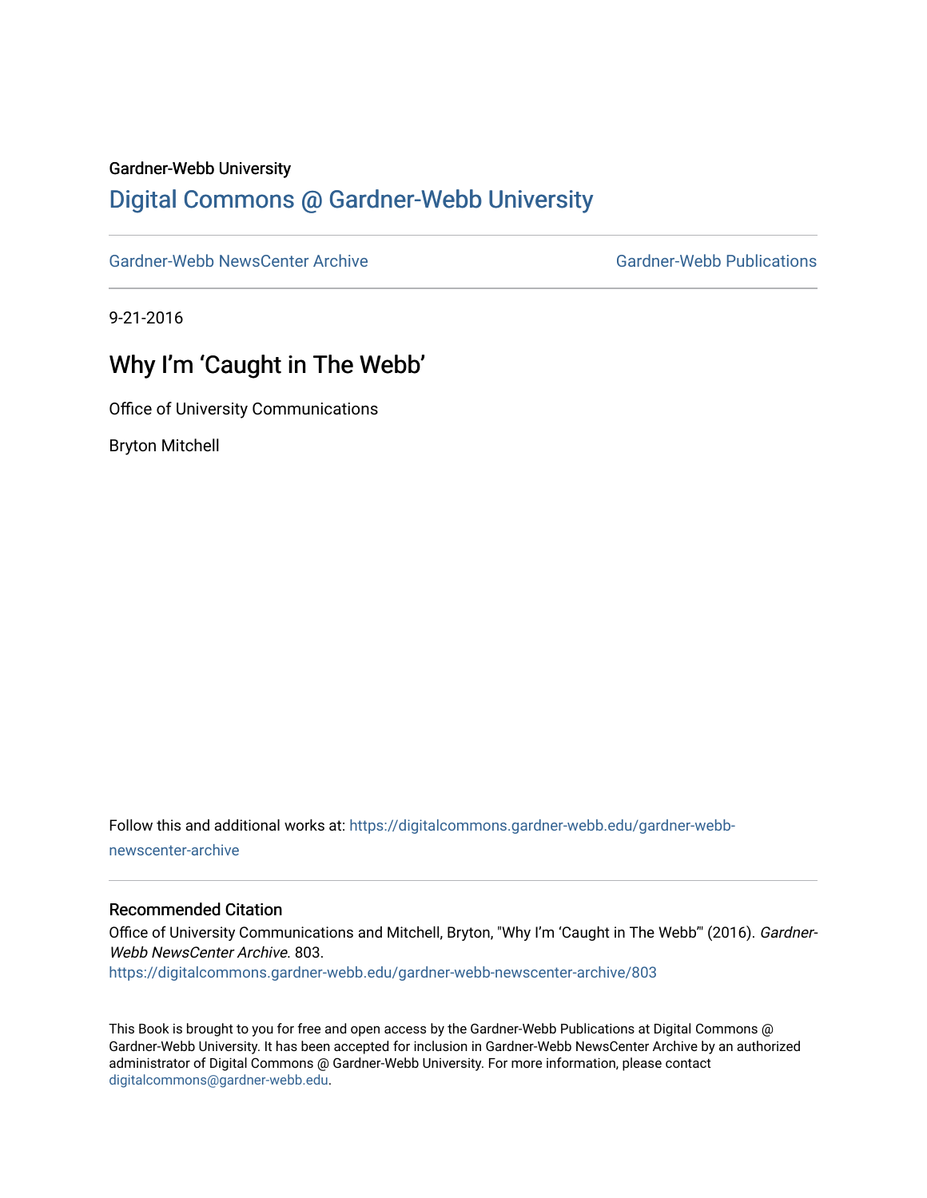Gardner-Webb University

# Digital Commons @ Gardner-Webb University

Gardner-Webb NewsCenter Archive | Gardner-Webb Publications

9-21-2016

## Why I'm 'Caught in The Webb'

Office of University Communications

Bryton Mitchell

Follow this and additional works at: https://digitalcommons.gardner-webb.edu/gardner-webb-newscenter-archive

### Recommended Citation

Office of University Communications and Mitchell, Bryton, "Why I'm 'Caught in The Webb'" (2016). *Gardner-Webb NewsCenter Archive*. 803.
https://digitalcommons.gardner-webb.edu/gardner-webb-newscenter-archive/803

This Book is brought to you for free and open access by the Gardner-Webb Publications at Digital Commons @ Gardner-Webb University. It has been accepted for inclusion in Gardner-Webb NewsCenter Archive by an authorized administrator of Digital Commons @ Gardner-Webb University. For more information, please contact digitalcommons@gardner-webb.edu.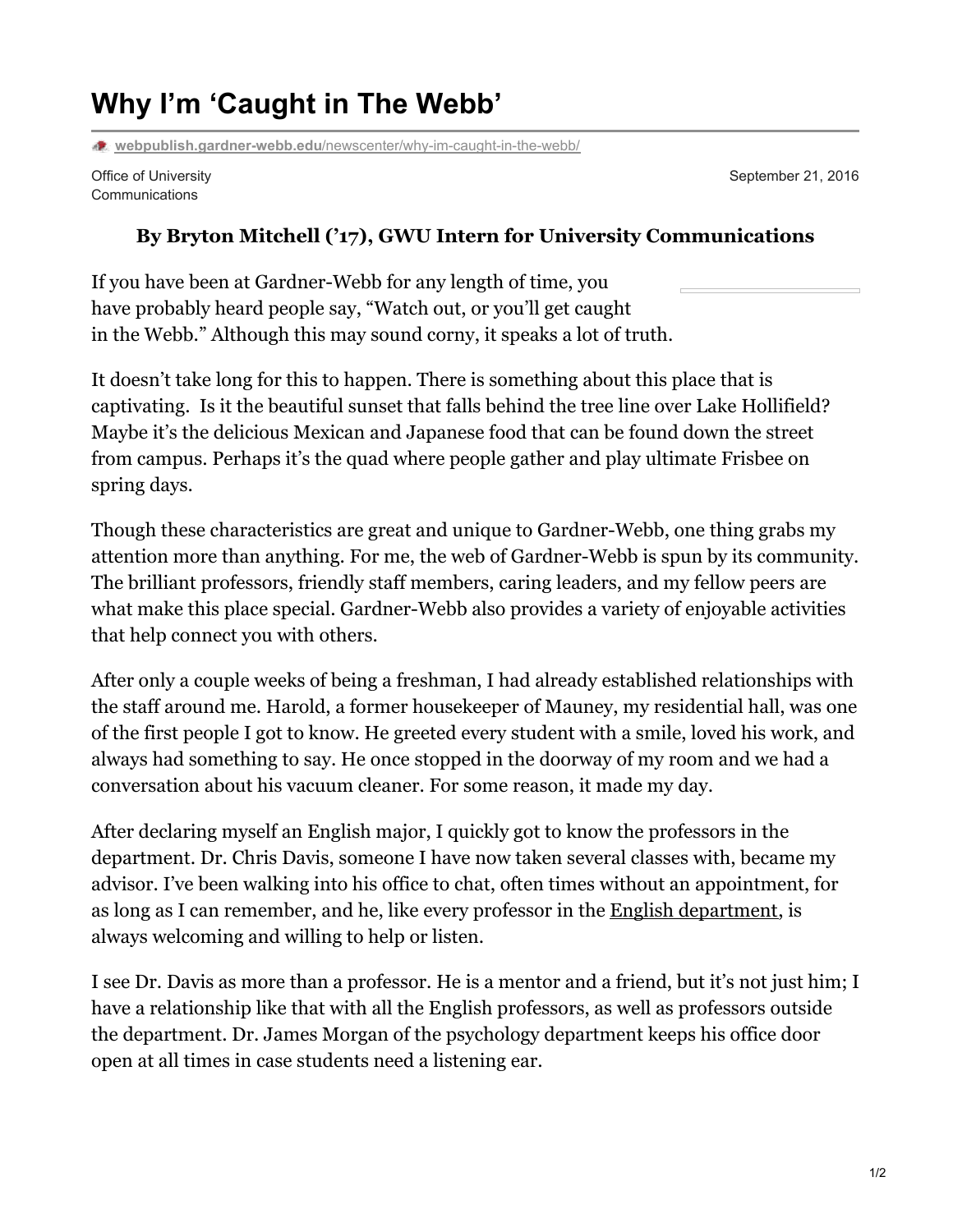# Why I'm 'Caught in The Webb'

webpublish.gardner-webb.edu/newscenter/why-im-caught-in-the-webb/

Office of University Communications

September 21, 2016

**By Bryton Mitchell ('17), GWU Intern for University Communications**

If you have been at Gardner-Webb for any length of time, you have probably heard people say, "Watch out, or you'll get caught in the Webb." Although this may sound corny, it speaks a lot of truth.

It doesn't take long for this to happen. There is something about this place that is captivating. Is it the beautiful sunset that falls behind the tree line over Lake Hollifield? Maybe it's the delicious Mexican and Japanese food that can be found down the street from campus. Perhaps it's the quad where people gather and play ultimate Frisbee on spring days.

Though these characteristics are great and unique to Gardner-Webb, one thing grabs my attention more than anything. For me, the web of Gardner-Webb is spun by its community. The brilliant professors, friendly staff members, caring leaders, and my fellow peers are what make this place special. Gardner-Webb also provides a variety of enjoyable activities that help connect you with others.

After only a couple weeks of being a freshman, I had already established relationships with the staff around me. Harold, a former housekeeper of Mauney, my residential hall, was one of the first people I got to know. He greeted every student with a smile, loved his work, and always had something to say. He once stopped in the doorway of my room and we had a conversation about his vacuum cleaner. For some reason, it made my day.

After declaring myself an English major, I quickly got to know the professors in the department. Dr. Chris Davis, someone I have now taken several classes with, became my advisor. I've been walking into his office to chat, often times without an appointment, for as long as I can remember, and he, like every professor in the English department, is always welcoming and willing to help or listen.

I see Dr. Davis as more than a professor. He is a mentor and a friend, but it's not just him; I have a relationship like that with all the English professors, as well as professors outside the department. Dr. James Morgan of the psychology department keeps his office door open at all times in case students need a listening ear.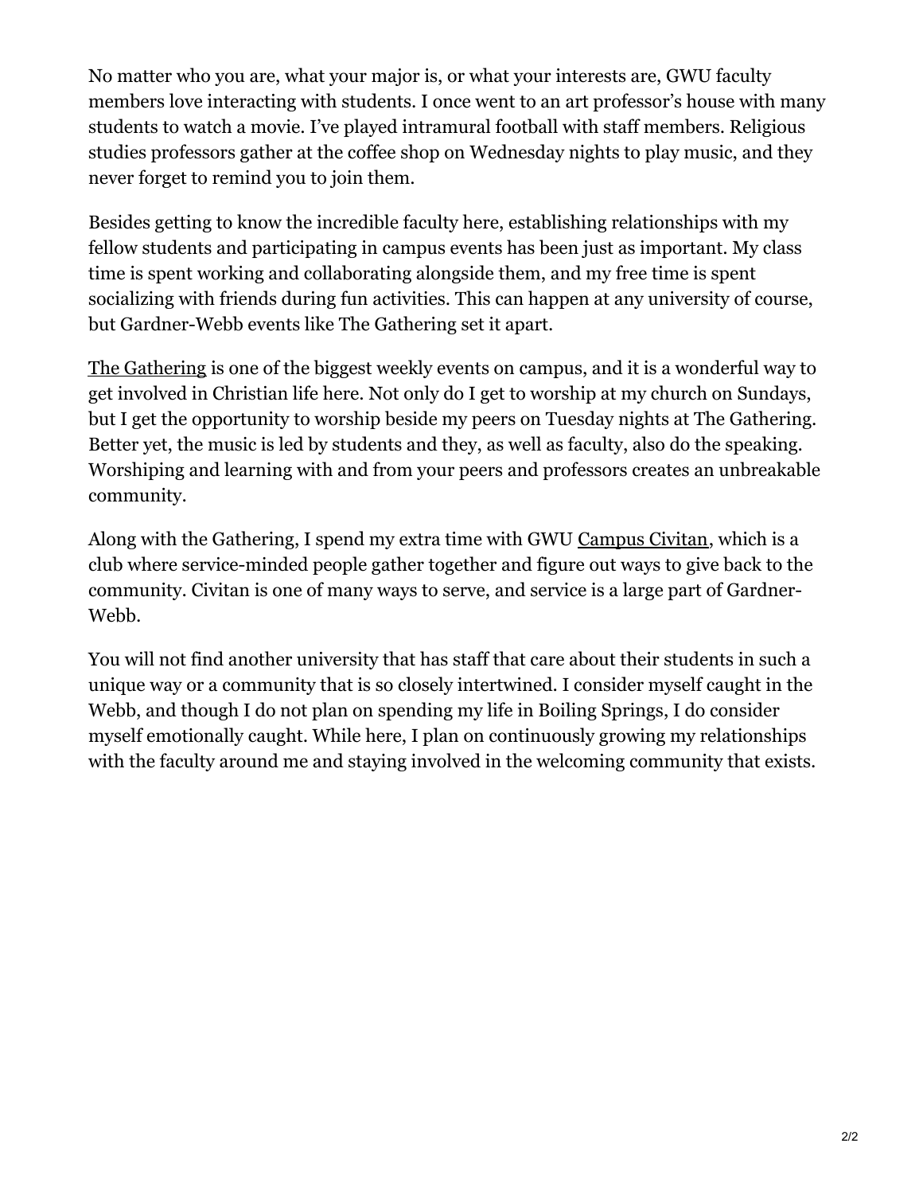No matter who you are, what your major is, or what your interests are, GWU faculty members love interacting with students. I once went to an art professor's house with many students to watch a movie. I've played intramural football with staff members. Religious studies professors gather at the coffee shop on Wednesday nights to play music, and they never forget to remind you to join them.

Besides getting to know the incredible faculty here, establishing relationships with my fellow students and participating in campus events has been just as important. My class time is spent working and collaborating alongside them, and my free time is spent socializing with friends during fun activities. This can happen at any university of course, but Gardner-Webb events like The Gathering set it apart.

The Gathering is one of the biggest weekly events on campus, and it is a wonderful way to get involved in Christian life here. Not only do I get to worship at my church on Sundays, but I get the opportunity to worship beside my peers on Tuesday nights at The Gathering. Better yet, the music is led by students and they, as well as faculty, also do the speaking. Worshiping and learning with and from your peers and professors creates an unbreakable community.

Along with the Gathering, I spend my extra time with GWU Campus Civitan, which is a club where service-minded people gather together and figure out ways to give back to the community. Civitan is one of many ways to serve, and service is a large part of Gardner-Webb.

You will not find another university that has staff that care about their students in such a unique way or a community that is so closely intertwined. I consider myself caught in the Webb, and though I do not plan on spending my life in Boiling Springs, I do consider myself emotionally caught. While here, I plan on continuously growing my relationships with the faculty around me and staying involved in the welcoming community that exists.